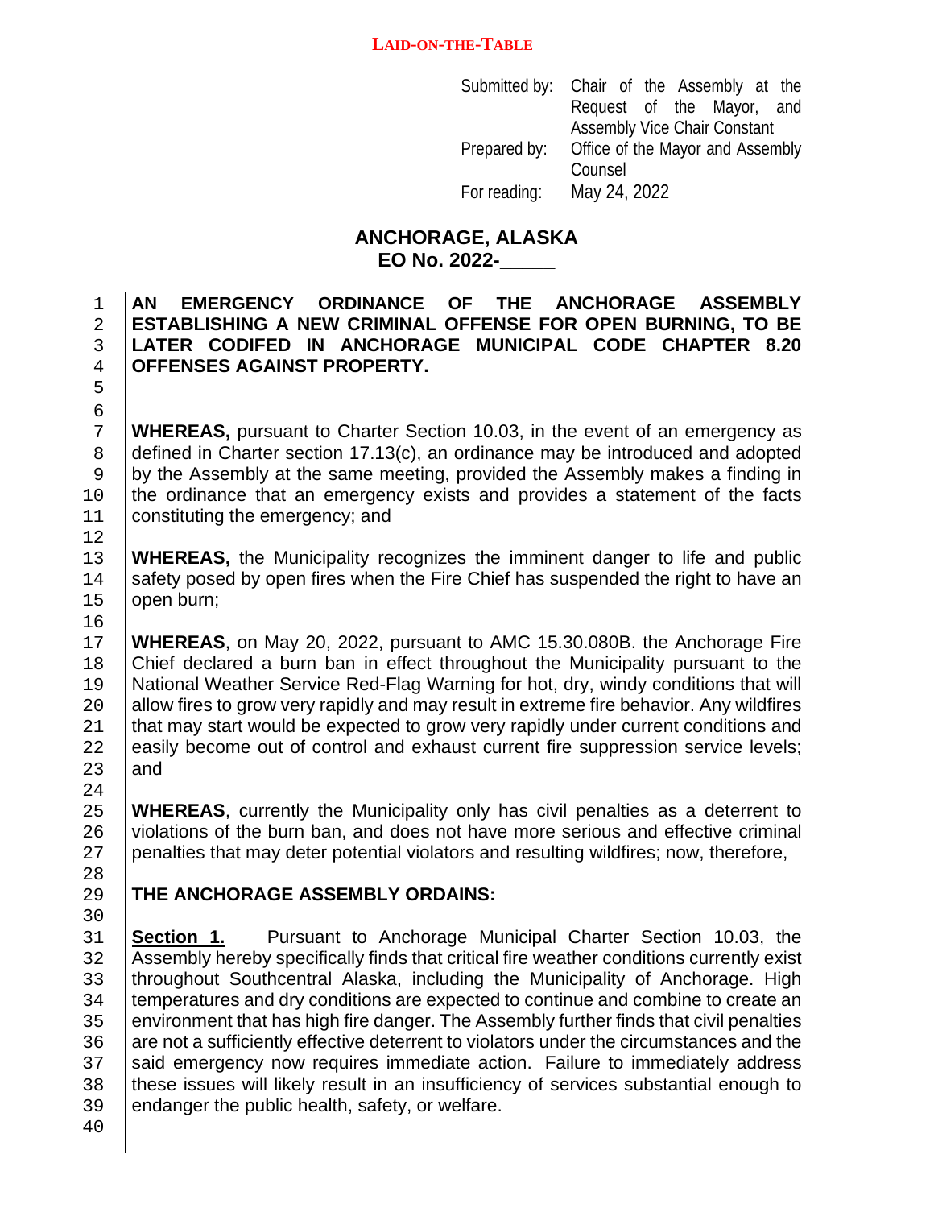**LAID-ON-THE-TABLE**

Submitted by: Chair of the Assembly at the Request of the Mayor, and Assembly Vice Chair Constant
Prepared by: Office of the Mayor and Assembly Counsel
For reading: May 24, 2022

# ANCHORAGE, ALASKA
## EO No. 2022-_____

**AN EMERGENCY ORDINANCE OF THE ANCHORAGE ASSEMBLY ESTABLISHING A NEW CRIMINAL OFFENSE FOR OPEN BURNING, TO BE LATER CODIFED IN ANCHORAGE MUNICIPAL CODE CHAPTER 8.20 OFFENSES AGAINST PROPERTY.**

---

**WHEREAS,** pursuant to Charter Section 10.03, in the event of an emergency as defined in Charter section 17.13(c), an ordinance may be introduced and adopted by the Assembly at the same meeting, provided the Assembly makes a finding in the ordinance that an emergency exists and provides a statement of the facts constituting the emergency; and

**WHEREAS,** the Municipality recognizes the imminent danger to life and public safety posed by open fires when the Fire Chief has suspended the right to have an open burn;

**WHEREAS**, on May 20, 2022, pursuant to AMC 15.30.080B. the Anchorage Fire Chief declared a burn ban in effect throughout the Municipality pursuant to the National Weather Service Red-Flag Warning for hot, dry, windy conditions that will allow fires to grow very rapidly and may result in extreme fire behavior. Any wildfires that may start would be expected to grow very rapidly under current conditions and easily become out of control and exhaust current fire suppression service levels; and

**WHEREAS**, currently the Municipality only has civil penalties as a deterrent to violations of the burn ban, and does not have more serious and effective criminal penalties that may deter potential violators and resulting wildfires; now, therefore,

**THE ANCHORAGE ASSEMBLY ORDAINS:**

**<u>Section 1.</u>** Pursuant to Anchorage Municipal Charter Section 10.03, the Assembly hereby specifically finds that critical fire weather conditions currently exist throughout Southcentral Alaska, including the Municipality of Anchorage. High temperatures and dry conditions are expected to continue and combine to create an environment that has high fire danger. The Assembly further finds that civil penalties are not a sufficiently effective deterrent to violators under the circumstances and the said emergency now requires immediate action. Failure to immediately address these issues will likely result in an insufficiency of services substantial enough to endanger the public health, safety, or welfare.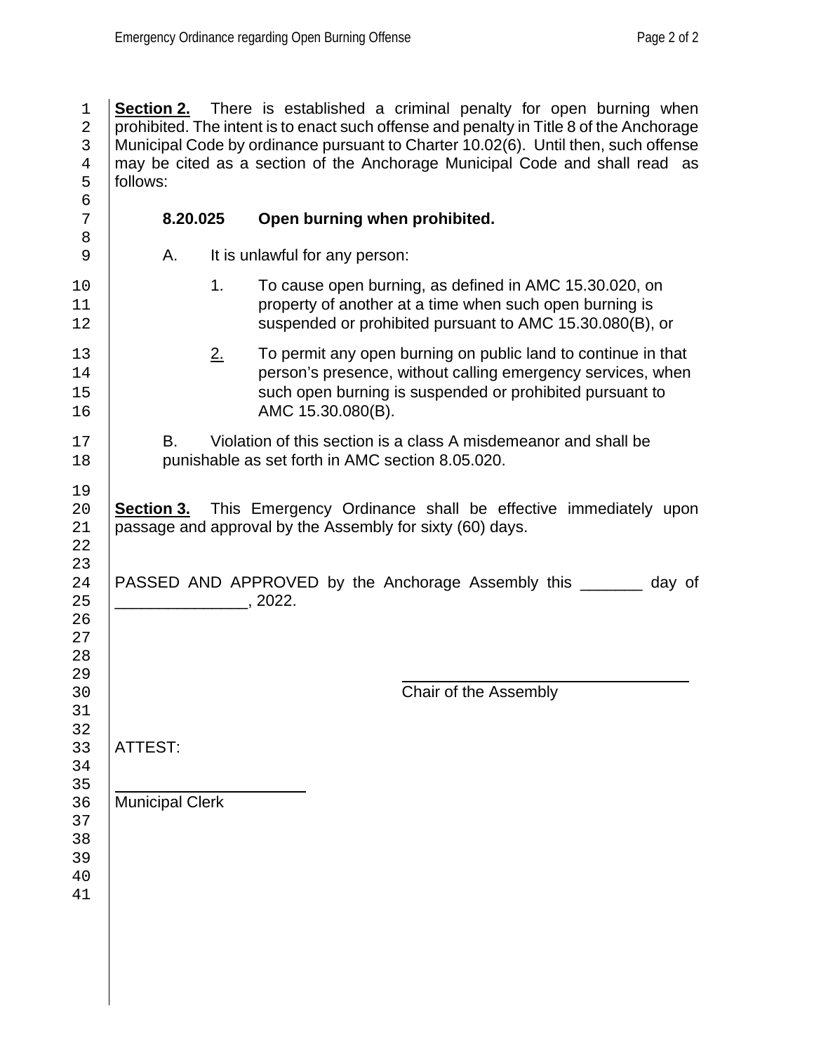**<u>Section 2.</u>** There is established a criminal penalty for open burning when prohibited. The intent is to enact such offense and penalty in Title 8 of the Anchorage Municipal Code by ordinance pursuant to Charter 10.02(6). Until then, such offense may be cited as a section of the Anchorage Municipal Code and shall read as follows:

**8.20.025 Open burning when prohibited.**

A. It is unlawful for any person:

1. To cause open burning, as defined in AMC 15.30.020, on property of another at a time when such open burning is suspended or prohibited pursuant to AMC 15.30.080(B), or

<u>2.</u> To permit any open burning on public land to continue in that person's presence, without calling emergency services, when such open burning is suspended or prohibited pursuant to AMC 15.30.080(B).

B. Violation of this section is a class A misdemeanor and shall be punishable as set forth in AMC section 8.05.020.

**<u>Section 3.</u>** This Emergency Ordinance shall be effective immediately upon passage and approval by the Assembly for sixty (60) days.

PASSED AND APPROVED by the Anchorage Assembly this _______ day of _______________, 2022.

Chair of the Assembly

ATTEST:

Municipal Clerk